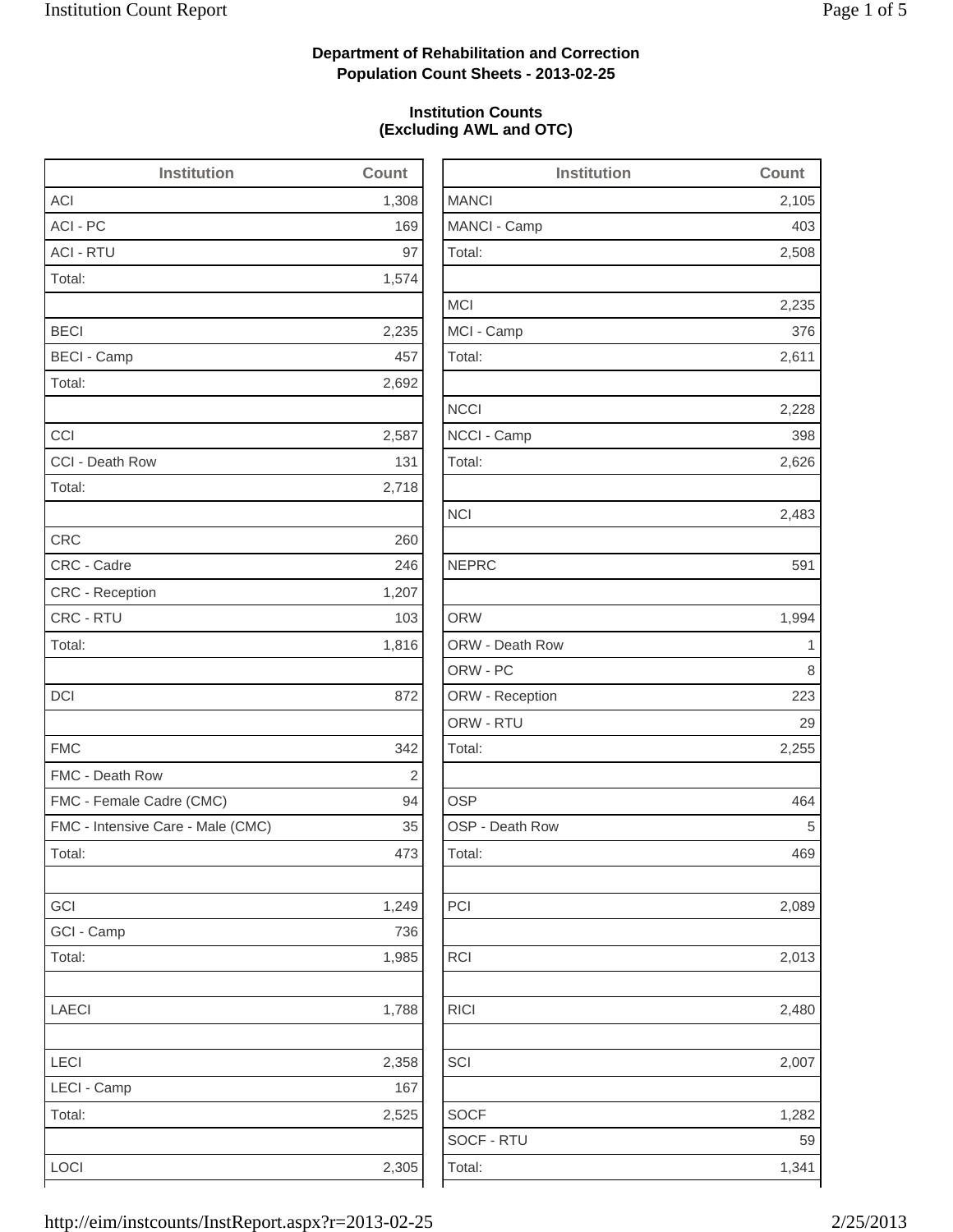**Department of Rehabilitation and Correction**
**Population Count Sheets - 2013-02-25**

**Institution Counts**
**(Excluding AWL and OTC)**

| Institution | Count |
|---|---|
| ACI | 1,308 |
| ACI - PC | 169 |
| ACI - RTU | 97 |
| Total: | 1,574 |
| | |
| BECI | 2,235 |
| BECI - Camp | 457 |
| Total: | 2,692 |
| | |
| CCI | 2,587 |
| CCI - Death Row | 131 |
| Total: | 2,718 |
| | |
| CRC | 260 |
| CRC - Cadre | 246 |
| CRC - Reception | 1,207 |
| CRC - RTU | 103 |
| Total: | 1,816 |
| | |
| DCI | 872 |
| | |
| FMC | 342 |
| FMC - Death Row | 2 |
| FMC - Female Cadre (CMC) | 94 |
| FMC - Intensive Care - Male (CMC) | 35 |
| Total: | 473 |
| | |
| GCI | 1,249 |
| GCI - Camp | 736 |
| Total: | 1,985 |
| | |
| LAECI | 1,788 |
| | |
| LECI | 2,358 |
| LECI - Camp | 167 |
| Total: | 2,525 |
| | |
| LOCI | 2,305 |

| Institution | Count |
|---|---|
| MANCI | 2,105 |
| MANCI - Camp | 403 |
| Total: | 2,508 |
| | |
| MCI | 2,235 |
| MCI - Camp | 376 |
| Total: | 2,611 |
| | |
| NCCI | 2,228 |
| NCCI - Camp | 398 |
| Total: | 2,626 |
| | |
| NCI | 2,483 |
| | |
| NEPRC | 591 |
| | |
| ORW | 1,994 |
| ORW - Death Row | 1 |
| ORW - PC | 8 |
| ORW - Reception | 223 |
| ORW - RTU | 29 |
| Total: | 2,255 |
| | |
| OSP | 464 |
| OSP - Death Row | 5 |
| Total: | 469 |
| | |
| PCI | 2,089 |
| | |
| RCI | 2,013 |
| | |
| RICI | 2,480 |
| | |
| SCI | 2,007 |
| | |
| SOCF | 1,282 |
| SOCF - RTU | 59 |
| Total: | 1,341 |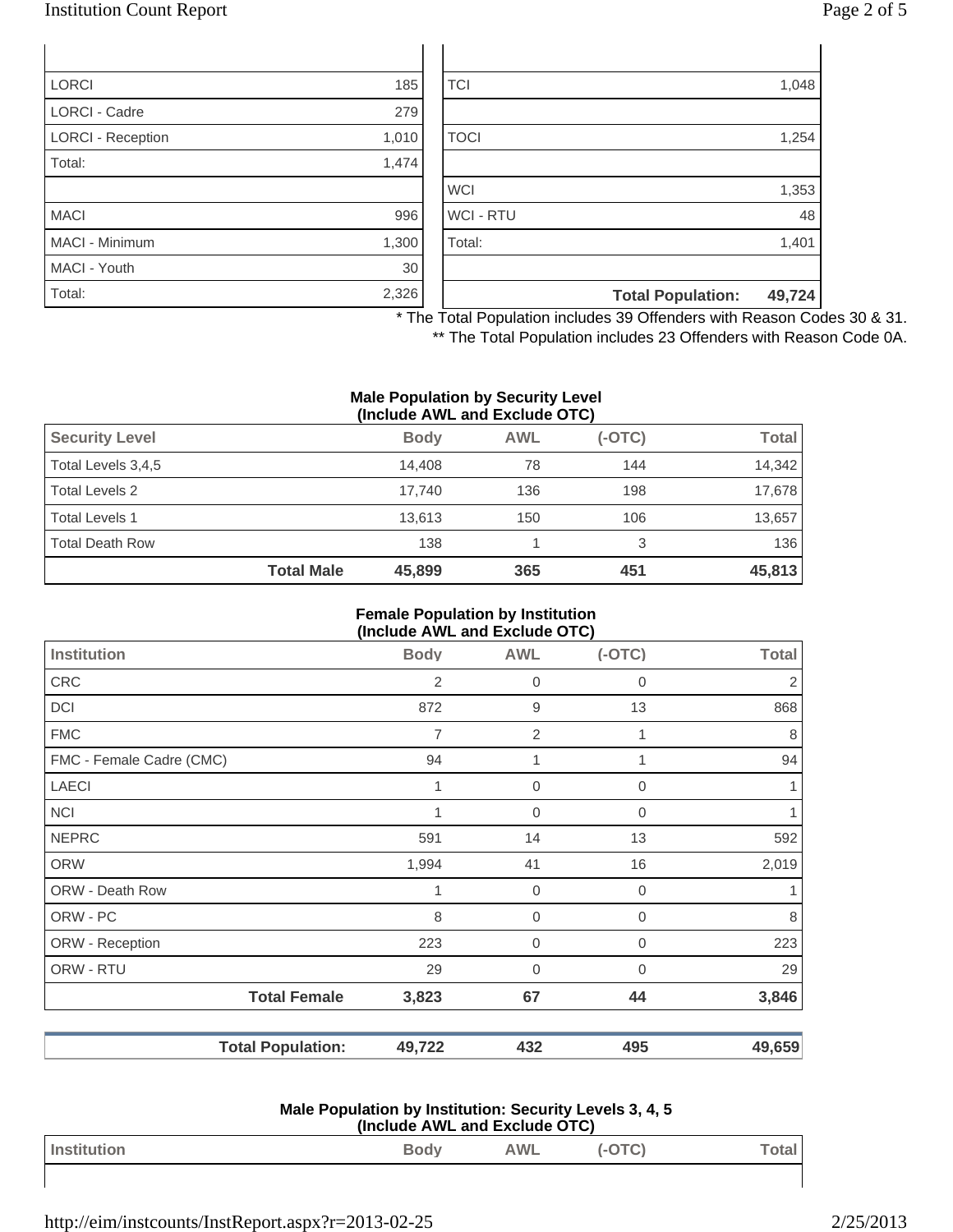| | |
|---|---|
| LORCI | 185 |
| LORCI - Cadre | 279 |
| LORCI - Reception | 1,010 |
| Total: | 1,474 |
| | |
| MACI | 996 |
| MACI - Minimum | 1,300 |
| MACI - Youth | 30 |
| Total: | 2,326 |

| | |
|---|---|
| TCI | 1,048 |
| | |
| TOCI | 1,254 |
| | |
| WCI | 1,353 |
| WCI - RTU | 48 |
| Total: | 1,401 |
| | |
| **Total Population:** | **49,724** |

* The Total Population includes 39 Offenders with Reason Codes 30 & 31.

** The Total Population includes 23 Offenders with Reason Code 0A.

**Male Population by Security Level (Include AWL and Exclude OTC)**

| Security Level | Body | AWL | (-OTC) | Total |
|---|---|---|---|---|
| Total Levels 3,4,5 | 14,408 | 78 | 144 | 14,342 |
| Total Levels 2 | 17,740 | 136 | 198 | 17,678 |
| Total Levels 1 | 13,613 | 150 | 106 | 13,657 |
| Total Death Row | 138 | 1 | 3 | 136 |
| **Total Male** | **45,899** | **365** | **451** | **45,813** |

**Female Population by Institution (Include AWL and Exclude OTC)**

| Institution | Body | AWL | (-OTC) | Total |
|---|---|---|---|---|
| CRC | 2 | 0 | 0 | 2 |
| DCI | 872 | 9 | 13 | 868 |
| FMC | 7 | 2 | 1 | 8 |
| FMC - Female Cadre (CMC) | 94 | 1 | 1 | 94 |
| LAECI | 1 | 0 | 0 | 1 |
| NCI | 1 | 0 | 0 | 1 |
| NEPRC | 591 | 14 | 13 | 592 |
| ORW | 1,994 | 41 | 16 | 2,019 |
| ORW - Death Row | 1 | 0 | 0 | 1 |
| ORW - PC | 8 | 0 | 0 | 8 |
| ORW - Reception | 223 | 0 | 0 | 223 |
| ORW - RTU | 29 | 0 | 0 | 29 |
| **Total Female** | **3,823** | **67** | **44** | **3,846** |

| | Body | AWL | (-OTC) | Total |
|---|---|---|---|---|
| **Total Population:** | **49,722** | **432** | **495** | **49,659** |

**Male Population by Institution: Security Levels 3, 4, 5 (Include AWL and Exclude OTC)**

| Institution | Body | AWL | (-OTC) | Total |
|---|---|---|---|---|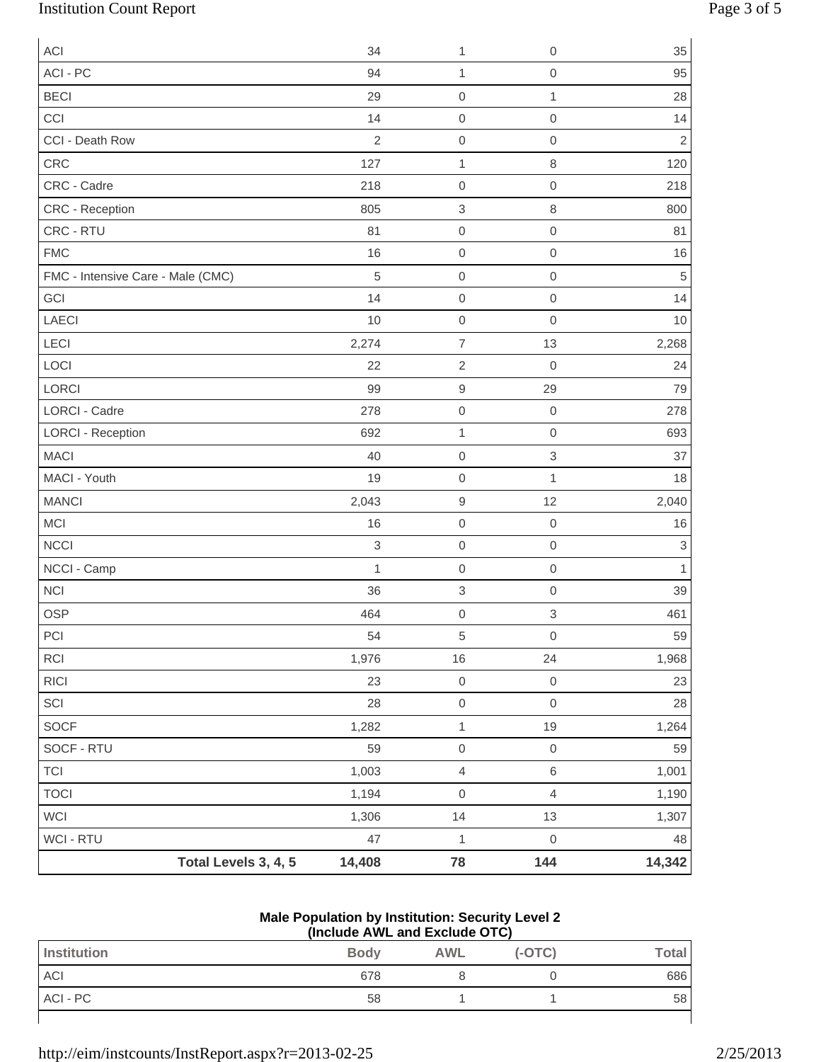| | | | | |
|---|---|---|---|---|
| ACI | 34 | 1 | 0 | 35 |
| ACI - PC | 94 | 1 | 0 | 95 |
| BECI | 29 | 0 | 1 | 28 |
| CCI | 14 | 0 | 0 | 14 |
| CCI - Death Row | 2 | 0 | 0 | 2 |
| CRC | 127 | 1 | 8 | 120 |
| CRC - Cadre | 218 | 0 | 0 | 218 |
| CRC - Reception | 805 | 3 | 8 | 800 |
| CRC - RTU | 81 | 0 | 0 | 81 |
| FMC | 16 | 0 | 0 | 16 |
| FMC - Intensive Care - Male (CMC) | 5 | 0 | 0 | 5 |
| GCI | 14 | 0 | 0 | 14 |
| LAECI | 10 | 0 | 0 | 10 |
| LECI | 2,274 | 7 | 13 | 2,268 |
| LOCI | 22 | 2 | 0 | 24 |
| LORCI | 99 | 9 | 29 | 79 |
| LORCI - Cadre | 278 | 0 | 0 | 278 |
| LORCI - Reception | 692 | 1 | 0 | 693 |
| MACI | 40 | 0 | 3 | 37 |
| MACI - Youth | 19 | 0 | 1 | 18 |
| MANCI | 2,043 | 9 | 12 | 2,040 |
| MCI | 16 | 0 | 0 | 16 |
| NCCI | 3 | 0 | 0 | 3 |
| NCCI - Camp | 1 | 0 | 0 | 1 |
| NCI | 36 | 3 | 0 | 39 |
| OSP | 464 | 0 | 3 | 461 |
| PCI | 54 | 5 | 0 | 59 |
| RCI | 1,976 | 16 | 24 | 1,968 |
| RICI | 23 | 0 | 0 | 23 |
| SCI | 28 | 0 | 0 | 28 |
| SOCF | 1,282 | 1 | 19 | 1,264 |
| SOCF - RTU | 59 | 0 | 0 | 59 |
| TCI | 1,003 | 4 | 6 | 1,001 |
| TOCI | 1,194 | 0 | 4 | 1,190 |
| WCI | 1,306 | 14 | 13 | 1,307 |
| WCI - RTU | 47 | 1 | 0 | 48 |
| **Total Levels 3, 4, 5** | **14,408** | **78** | **144** | **14,342** |

**Male Population by Institution: Security Level 2**
**(Include AWL and Exclude OTC)**

| Institution | Body | AWL | (-OTC) | Total |
|---|---|---|---|---|
| ACI | 678 | 8 | 0 | 686 |
| ACI - PC | 58 | 1 | 1 | 58 |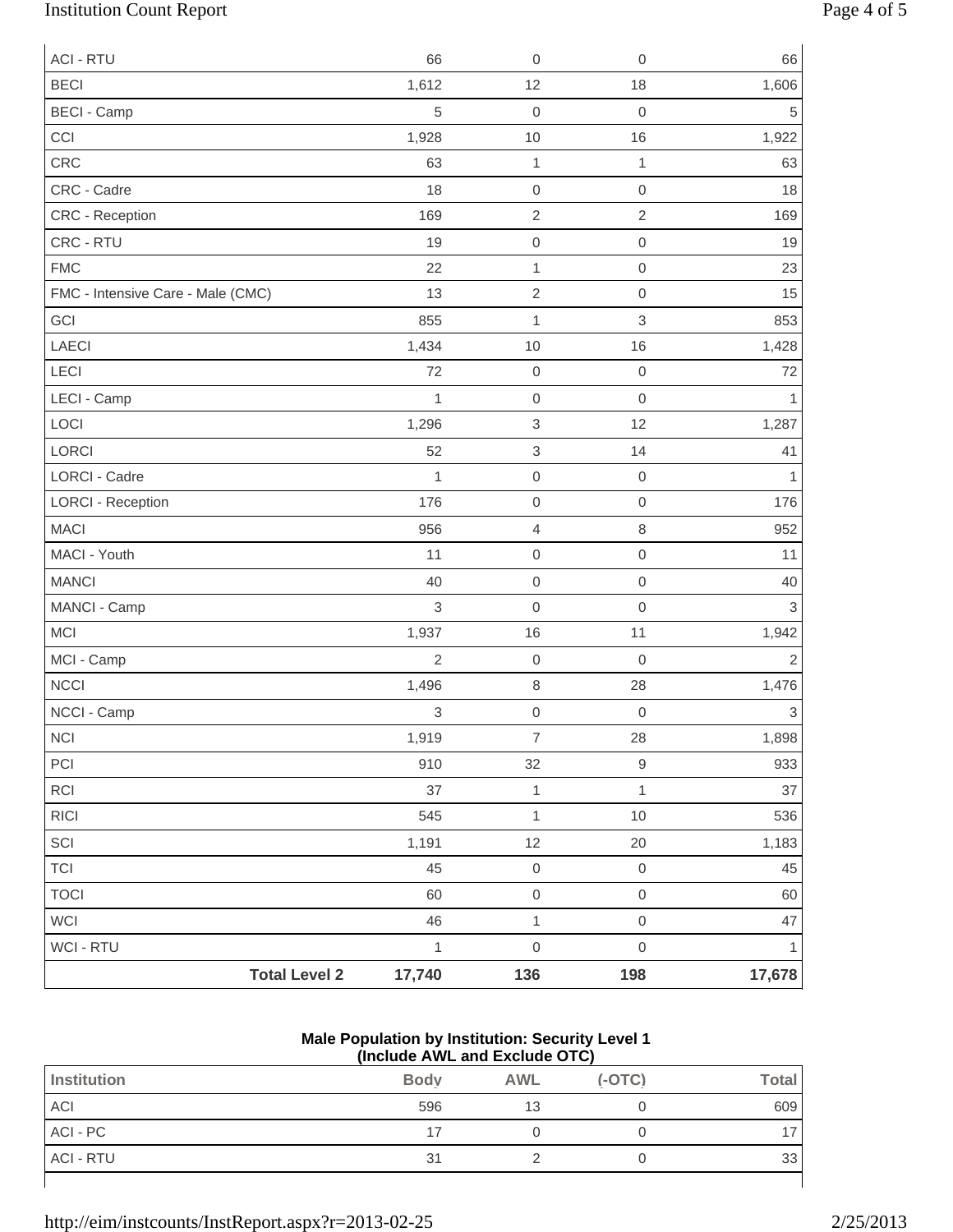| | Body | AWL | (-OTC) | Total |
|---|---|---|---|---|
| ACI - RTU | 66 | 0 | 0 | 66 |
| BECI | 1,612 | 12 | 18 | 1,606 |
| BECI - Camp | 5 | 0 | 0 | 5 |
| CCI | 1,928 | 10 | 16 | 1,922 |
| CRC | 63 | 1 | 1 | 63 |
| CRC - Cadre | 18 | 0 | 0 | 18 |
| CRC - Reception | 169 | 2 | 2 | 169 |
| CRC - RTU | 19 | 0 | 0 | 19 |
| FMC | 22 | 1 | 0 | 23 |
| FMC - Intensive Care - Male (CMC) | 13 | 2 | 0 | 15 |
| GCI | 855 | 1 | 3 | 853 |
| LAECI | 1,434 | 10 | 16 | 1,428 |
| LECI | 72 | 0 | 0 | 72 |
| LECI - Camp | 1 | 0 | 0 | 1 |
| LOCI | 1,296 | 3 | 12 | 1,287 |
| LORCI | 52 | 3 | 14 | 41 |
| LORCI - Cadre | 1 | 0 | 0 | 1 |
| LORCI - Reception | 176 | 0 | 0 | 176 |
| MACI | 956 | 4 | 8 | 952 |
| MACI - Youth | 11 | 0 | 0 | 11 |
| MANCI | 40 | 0 | 0 | 40 |
| MANCI - Camp | 3 | 0 | 0 | 3 |
| MCI | 1,937 | 16 | 11 | 1,942 |
| MCI - Camp | 2 | 0 | 0 | 2 |
| NCCI | 1,496 | 8 | 28 | 1,476 |
| NCCI - Camp | 3 | 0 | 0 | 3 |
| NCI | 1,919 | 7 | 28 | 1,898 |
| PCI | 910 | 32 | 9 | 933 |
| RCI | 37 | 1 | 1 | 37 |
| RICI | 545 | 1 | 10 | 536 |
| SCI | 1,191 | 12 | 20 | 1,183 |
| TCI | 45 | 0 | 0 | 45 |
| TOCI | 60 | 0 | 0 | 60 |
| WCI | 46 | 1 | 0 | 47 |
| WCI - RTU | 1 | 0 | 0 | 1 |
| **Total Level 2** | **17,740** | **136** | **198** | **17,678** |

**Male Population by Institution: Security Level 1 (Include AWL and Exclude OTC)**

| Institution | Body | AWL | (-OTC) | Total |
|---|---|---|---|---|
| ACI | 596 | 13 | 0 | 609 |
| ACI - PC | 17 | 0 | 0 | 17 |
| ACI - RTU | 31 | 2 | 0 | 33 |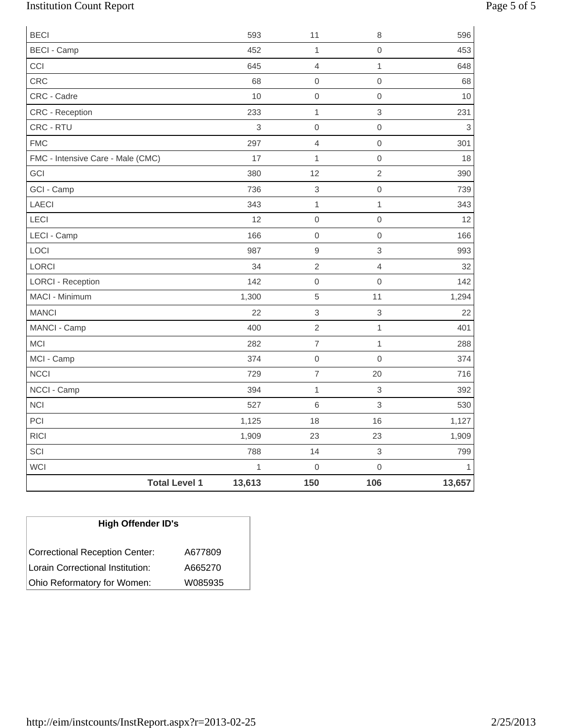| | | | | |
|---|---|---|---|---|
| BECI | 593 | 11 | 8 | 596 |
| BECI - Camp | 452 | 1 | 0 | 453 |
| CCI | 645 | 4 | 1 | 648 |
| CRC | 68 | 0 | 0 | 68 |
| CRC - Cadre | 10 | 0 | 0 | 10 |
| CRC - Reception | 233 | 1 | 3 | 231 |
| CRC - RTU | 3 | 0 | 0 | 3 |
| FMC | 297 | 4 | 0 | 301 |
| FMC - Intensive Care - Male (CMC) | 17 | 1 | 0 | 18 |
| GCI | 380 | 12 | 2 | 390 |
| GCI - Camp | 736 | 3 | 0 | 739 |
| LAECI | 343 | 1 | 1 | 343 |
| LECI | 12 | 0 | 0 | 12 |
| LECI - Camp | 166 | 0 | 0 | 166 |
| LOCI | 987 | 9 | 3 | 993 |
| LORCI | 34 | 2 | 4 | 32 |
| LORCI - Reception | 142 | 0 | 0 | 142 |
| MACI - Minimum | 1,300 | 5 | 11 | 1,294 |
| MANCI | 22 | 3 | 3 | 22 |
| MANCI - Camp | 400 | 2 | 1 | 401 |
| MCI | 282 | 7 | 1 | 288 |
| MCI - Camp | 374 | 0 | 0 | 374 |
| NCCI | 729 | 7 | 20 | 716 |
| NCCI - Camp | 394 | 1 | 3 | 392 |
| NCI | 527 | 6 | 3 | 530 |
| PCI | 1,125 | 18 | 16 | 1,127 |
| RICI | 1,909 | 23 | 23 | 1,909 |
| SCI | 788 | 14 | 3 | 799 |
| WCI | 1 | 0 | 0 | 1 |
| **Total Level 1** | **13,613** | **150** | **106** | **13,657** |

| High Offender ID's | |
|---|---|
| Correctional Reception Center: | A677809 |
| Lorain Correctional Institution: | A665270 |
| Ohio Reformatory for Women: | W085935 |